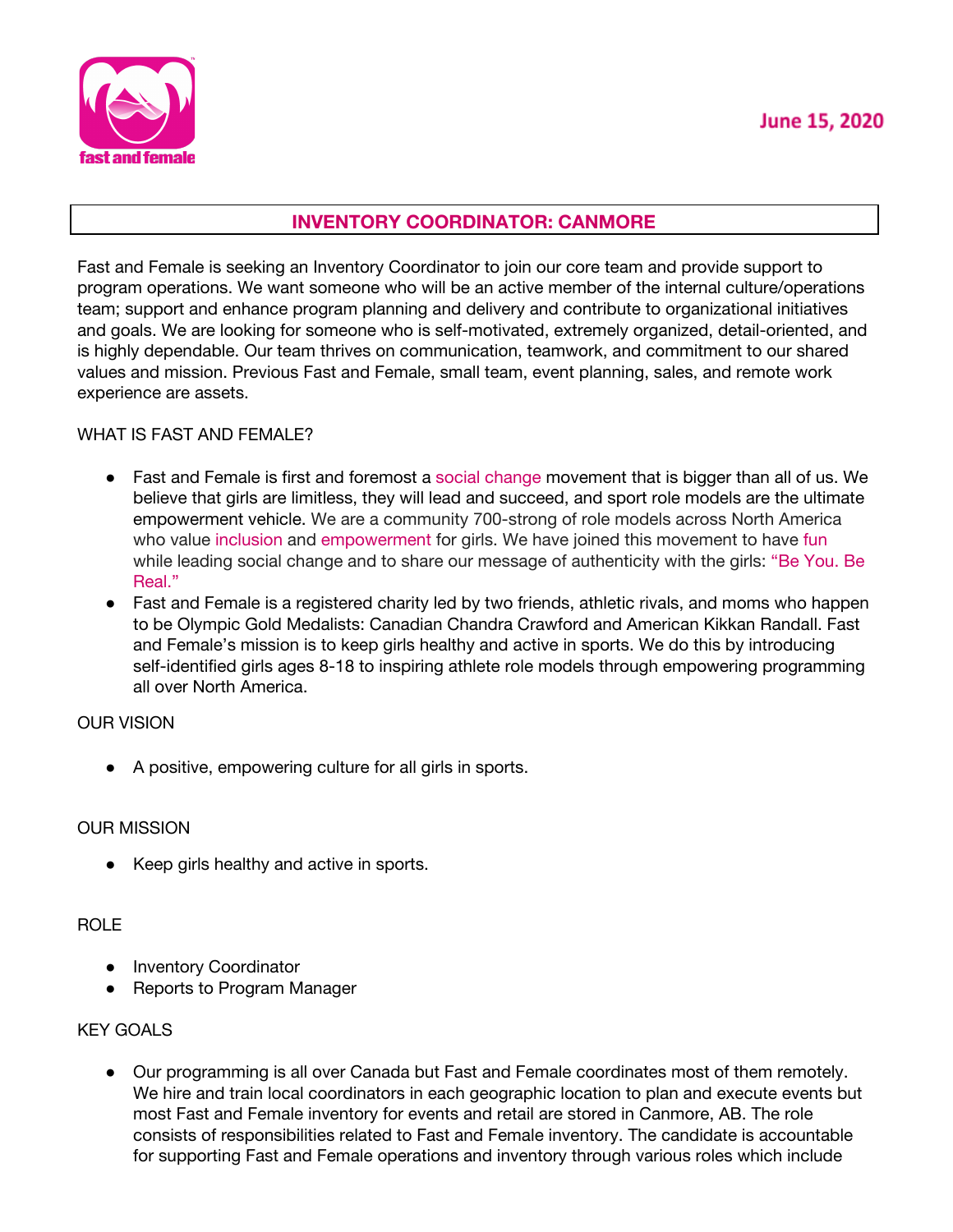fast and female

June 15, 2020

# INVENTORY COORDINATOR: CANMORE

Fast and Female is seeking an Inventory Coordinator to join our core team and provide support to program operations. We want someone who will be an active member of the internal culture/operations team; support and enhance program planning and delivery and contribute to organizational initiatives and goals. We are looking for someone who is self-motivated, extremely organized, detail-oriented, and is highly dependable. Our team thrives on communication, teamwork, and commitment to our shared values and mission. Previous Fast and Female, small team, event planning, sales, and remote work experience are assets.

## WHAT IS FAST AND FEMALE?

- Fast and Female is first and foremost a social change movement that is bigger than all of us. We believe that girls are limitless, they will lead and succeed, and sport role models are the ultimate empowerment vehicle. We are a community 700-strong of role models across North America who value inclusion and empowerment for girls. We have joined this movement to have fun while leading social change and to share our message of authenticity with the girls: "Be You. Be Real."
- Fast and Female is a registered charity led by two friends, athletic rivals, and moms who happen to be Olympic Gold Medalists: Canadian Chandra Crawford and American Kikkan Randall. Fast and Female's mission is to keep girls healthy and active in sports. We do this by introducing self-identified girls ages 8-18 to inspiring athlete role models through empowering programming all over North America.

## OUR VISION

- A positive, empowering culture for all girls in sports.

## OUR MISSION

- Keep girls healthy and active in sports.

## ROLE

- Inventory Coordinator
- Reports to Program Manager

## KEY GOALS

- Our programming is all over Canada but Fast and Female coordinates most of them remotely. We hire and train local coordinators in each geographic location to plan and execute events but most Fast and Female inventory for events and retail are stored in Canmore, AB. The role consists of responsibilities related to Fast and Female inventory. The candidate is accountable for supporting Fast and Female operations and inventory through various roles which include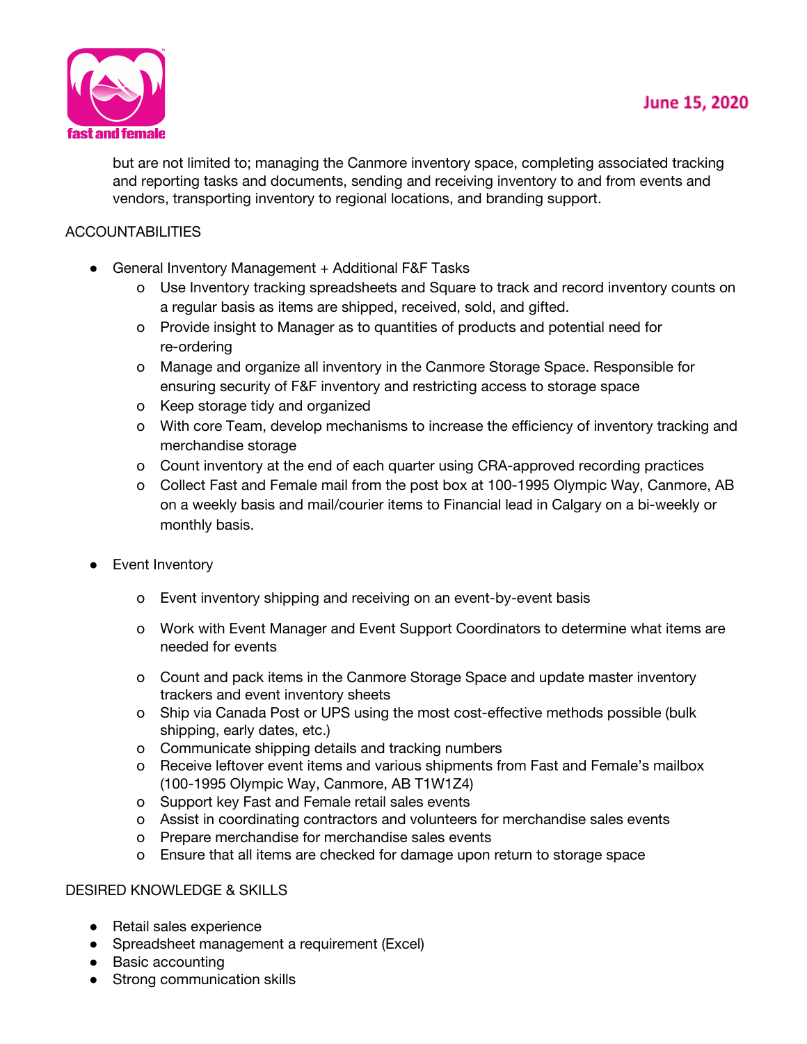but are not limited to; managing the Canmore inventory space, completing associated tracking and reporting tasks and documents, sending and receiving inventory to and from events and vendors, transporting inventory to regional locations, and branding support.

ACCOUNTABILITIES

- General Inventory Management + Additional F&F Tasks
  - Use Inventory tracking spreadsheets and Square to track and record inventory counts on a regular basis as items are shipped, received, sold, and gifted.
  - Provide insight to Manager as to quantities of products and potential need for re-ordering
  - Manage and organize all inventory in the Canmore Storage Space. Responsible for ensuring security of F&F inventory and restricting access to storage space
  - Keep storage tidy and organized
  - With core Team, develop mechanisms to increase the efficiency of inventory tracking and merchandise storage
  - Count inventory at the end of each quarter using CRA-approved recording practices
  - Collect Fast and Female mail from the post box at 100-1995 Olympic Way, Canmore, AB on a weekly basis and mail/courier items to Financial lead in Calgary on a bi-weekly or monthly basis.

- Event Inventory
  - Event inventory shipping and receiving on an event-by-event basis
  - Work with Event Manager and Event Support Coordinators to determine what items are needed for events
  - Count and pack items in the Canmore Storage Space and update master inventory trackers and event inventory sheets
  - Ship via Canada Post or UPS using the most cost-effective methods possible (bulk shipping, early dates, etc.)
  - Communicate shipping details and tracking numbers
  - Receive leftover event items and various shipments from Fast and Female's mailbox (100-1995 Olympic Way, Canmore, AB T1W1Z4)
  - Support key Fast and Female retail sales events
  - Assist in coordinating contractors and volunteers for merchandise sales events
  - Prepare merchandise for merchandise sales events
  - Ensure that all items are checked for damage upon return to storage space

DESIRED KNOWLEDGE & SKILLS

- Retail sales experience
- Spreadsheet management a requirement (Excel)
- Basic accounting
- Strong communication skills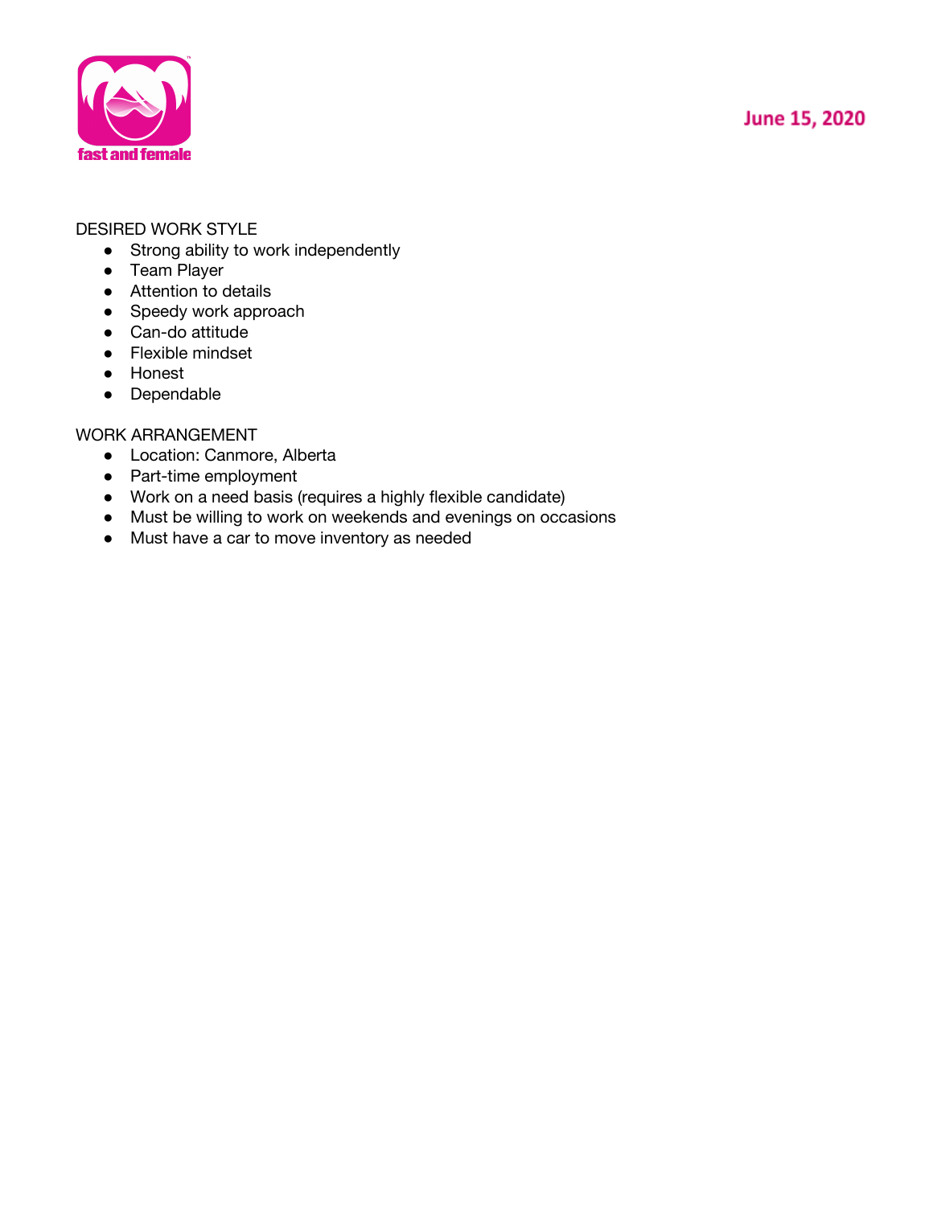fast and female

June 15, 2020

DESIRED WORK STYLE

- Strong ability to work independently
- Team Player
- Attention to details
- Speedy work approach
- Can-do attitude
- Flexible mindset
- Honest
- Dependable

WORK ARRANGEMENT

- Location: Canmore, Alberta
- Part-time employment
- Work on a need basis (requires a highly flexible candidate)
- Must be willing to work on weekends and evenings on occasions
- Must have a car to move inventory as needed